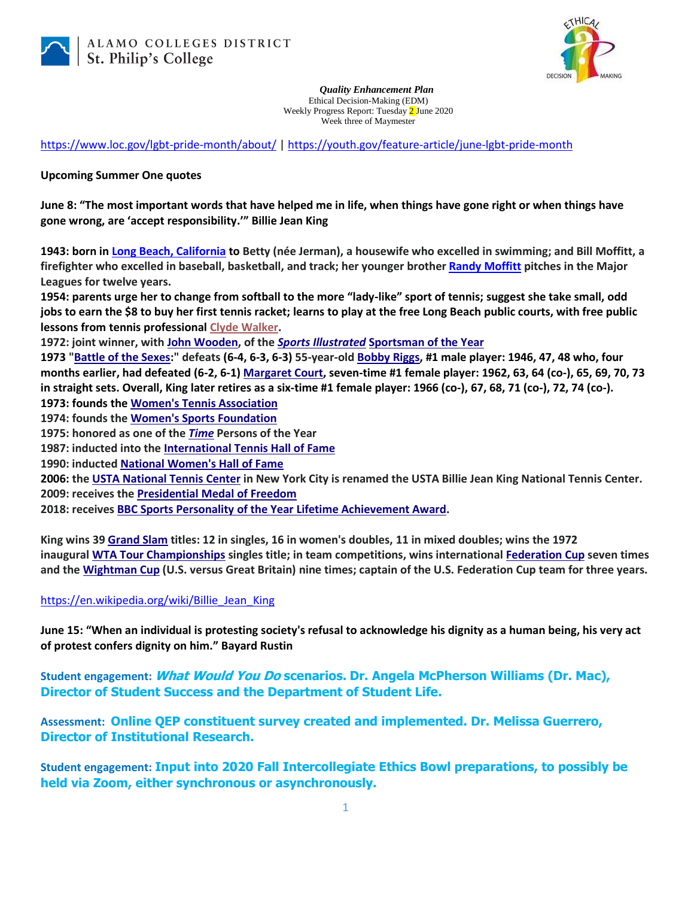ALAMO COLLEGES DISTRICT
St. Philip's College

***Quality Enhancement Plan***
Ethical Decision-Making (EDM)
Weekly Progress Report: Tuesday 2 June 2020
Week three of Maymester

https://www.loc.gov/lgbt-pride-month/about/ | https://youth.gov/feature-article/june-lgbt-pride-month

**Upcoming Summer One quotes**

**June 8: "The most important words that have helped me in life, when things have gone right or when things have gone wrong, are 'accept responsibility.'" Billie Jean King**

**1943: born in Long Beach, California to Betty (née Jerman), a housewife who excelled in swimming; and Bill Moffitt, a firefighter who excelled in baseball, basketball, and track; her younger brother Randy Moffitt pitches in the Major Leagues for twelve years.**
**1954: parents urge her to change from softball to the more "lady-like" sport of tennis; suggest she take small, odd jobs to earn the $8 to buy her first tennis racket; learns to play at the free Long Beach public courts, with free public lessons from tennis professional Clyde Walker.**
**1972: joint winner, with John Wooden, of the *Sports Illustrated* Sportsman of the Year**
**1973 "Battle of the Sexes:" defeats (6-4, 6-3, 6-3) 55-year-old Bobby Riggs, #1 male player: 1946, 47, 48 who, four months earlier, had defeated (6-2, 6-1) Margaret Court, seven-time #1 female player: 1962, 63, 64 (co-), 65, 69, 70, 73 in straight sets. Overall, King later retires as a six-time #1 female player: 1966 (co-), 67, 68, 71 (co-), 72, 74 (co-).**
**1973: founds the Women's Tennis Association**
**1974: founds the Women's Sports Foundation**
**1975: honored as one of the *Time* Persons of the Year**
**1987: inducted into the International Tennis Hall of Fame**
**1990: inducted National Women's Hall of Fame**
**2006: the USTA National Tennis Center in New York City is renamed the USTA Billie Jean King National Tennis Center.**
**2009: receives the Presidential Medal of Freedom**
**2018: receives BBC Sports Personality of the Year Lifetime Achievement Award.**

**King wins 39 Grand Slam titles: 12 in singles, 16 in women's doubles, 11 in mixed doubles; wins the 1972 inaugural WTA Tour Championships singles title; in team competitions, wins international Federation Cup seven times and the Wightman Cup (U.S. versus Great Britain) nine times; captain of the U.S. Federation Cup team for three years.**

https://en.wikipedia.org/wiki/Billie_Jean_King

**June 15: "When an individual is protesting society's refusal to acknowledge his dignity as a human being, his very act of protest confers dignity on him." Bayard Rustin**

**Student engagement: *What Would You Do* scenarios. Dr. Angela McPherson Williams (Dr. Mac), Director of Student Success and the Department of Student Life.**

**Assessment: Online QEP constituent survey created and implemented. Dr. Melissa Guerrero, Director of Institutional Research.**

**Student engagement: Input into 2020 Fall Intercollegiate Ethics Bowl preparations, to possibly be held via Zoom, either synchronous or asynchronously.**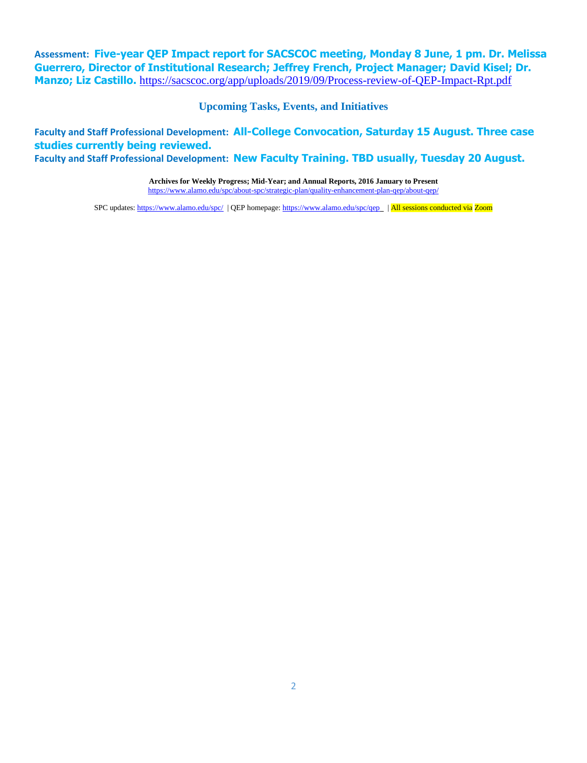**Assessment:** **Five-year QEP Impact report for SACSCOC meeting, Monday 8 June, 1 pm. Dr. Melissa Guerrero, Director of Institutional Research; Jeffrey French, Project Manager; David Kisel; Dr. Manzo; Liz Castillo.** https://sacscoc.org/app/uploads/2019/09/Process-review-of-QEP-Impact-Rpt.pdf

## Upcoming Tasks, Events, and Initiatives

**Faculty and Staff Professional Development:** **All-College Convocation, Saturday 15 August. Three case studies currently being reviewed.**

**Faculty and Staff Professional Development:** **New Faculty Training. TBD usually, Tuesday 20 August.**

**Archives for Weekly Progress; Mid-Year; and Annual Reports, 2016 January to Present**
https://www.alamo.edu/spc/about-spc/strategic-plan/quality-enhancement-plan-qep/about-qep/

SPC updates: https://www.alamo.edu/spc/ | QEP homepage: https://www.alamo.edu/spc/qep | All sessions conducted via Zoom